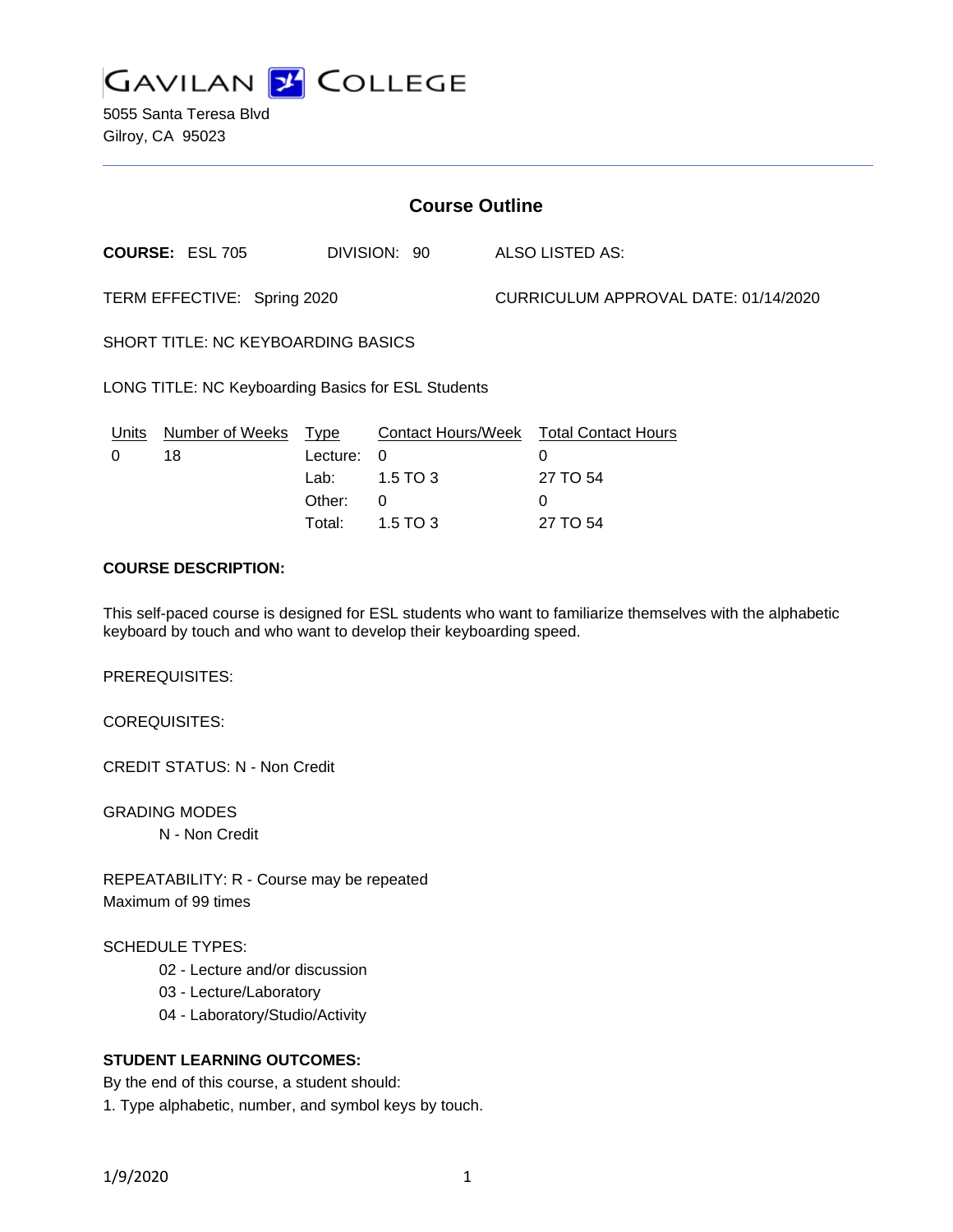# GAVILAN COLLEGE

5055 Santa Teresa Blvd
Gilroy, CA 95023

## Course Outline

**COURSE:** ESL 705 DIVISION: 90 ALSO LISTED AS:

TERM EFFECTIVE: Spring 2020 CURRICULUM APPROVAL DATE: 01/14/2020

SHORT TITLE: NC KEYBOARDING BASICS

LONG TITLE: NC Keyboarding Basics for ESL Students

| Units | Number of Weeks | Type | Contact Hours/Week | Total Contact Hours |
|---|---|---|---|---|
| 0 | 18 | Lecture: | 0 | 0 |
| | | Lab: | 1.5 TO 3 | 27 TO 54 |
| | | Other: | 0 | 0 |
| | | Total: | 1.5 TO 3 | 27 TO 54 |

**COURSE DESCRIPTION:**

This self-paced course is designed for ESL students who want to familiarize themselves with the alphabetic keyboard by touch and who want to develop their keyboarding speed.

PREREQUISITES:

COREQUISITES:

CREDIT STATUS: N - Non Credit

GRADING MODES

N - Non Credit

REPEATABILITY: R - Course may be repeated
Maximum of 99 times

SCHEDULE TYPES:

02 - Lecture and/or discussion
03 - Lecture/Laboratory
04 - Laboratory/Studio/Activity

**STUDENT LEARNING OUTCOMES:**

By the end of this course, a student should:

1. Type alphabetic, number, and symbol keys by touch.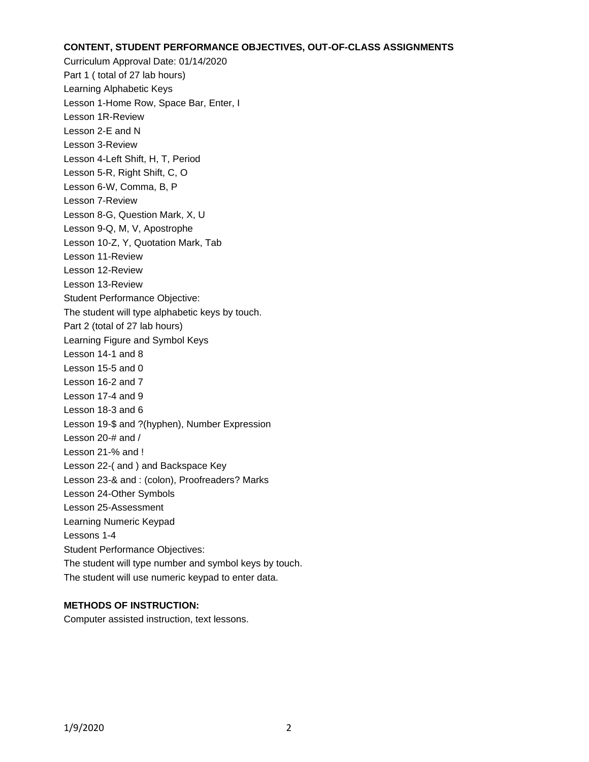**CONTENT, STUDENT PERFORMANCE OBJECTIVES, OUT-OF-CLASS ASSIGNMENTS**

Curriculum Approval Date: 01/14/2020

Part 1 ( total of 27 lab hours)

Learning Alphabetic Keys

Lesson 1-Home Row, Space Bar, Enter, I

Lesson 1R-Review

Lesson 2-E and N

Lesson 3-Review

Lesson 4-Left Shift, H, T, Period

Lesson 5-R, Right Shift, C, O

Lesson 6-W, Comma, B, P

Lesson 7-Review

Lesson 8-G, Question Mark, X, U

Lesson 9-Q, M, V, Apostrophe

Lesson 10-Z, Y, Quotation Mark, Tab

Lesson 11-Review

Lesson 12-Review

Lesson 13-Review

Student Performance Objective:

The student will type alphabetic keys by touch.

Part 2 (total of 27 lab hours)

Learning Figure and Symbol Keys

Lesson 14-1 and 8

Lesson 15-5 and 0

Lesson 16-2 and 7

Lesson 17-4 and 9

Lesson 18-3 and 6

Lesson 19-$ and ?(hyphen), Number Expression

Lesson 20-# and /

Lesson 21-% and !

Lesson 22-( and ) and Backspace Key

Lesson 23-& and : (colon), Proofreaders? Marks

Lesson 24-Other Symbols

Lesson 25-Assessment

Learning Numeric Keypad

Lessons 1-4

Student Performance Objectives:

The student will type number and symbol keys by touch.

The student will use numeric keypad to enter data.

**METHODS OF INSTRUCTION:**

Computer assisted instruction, text lessons.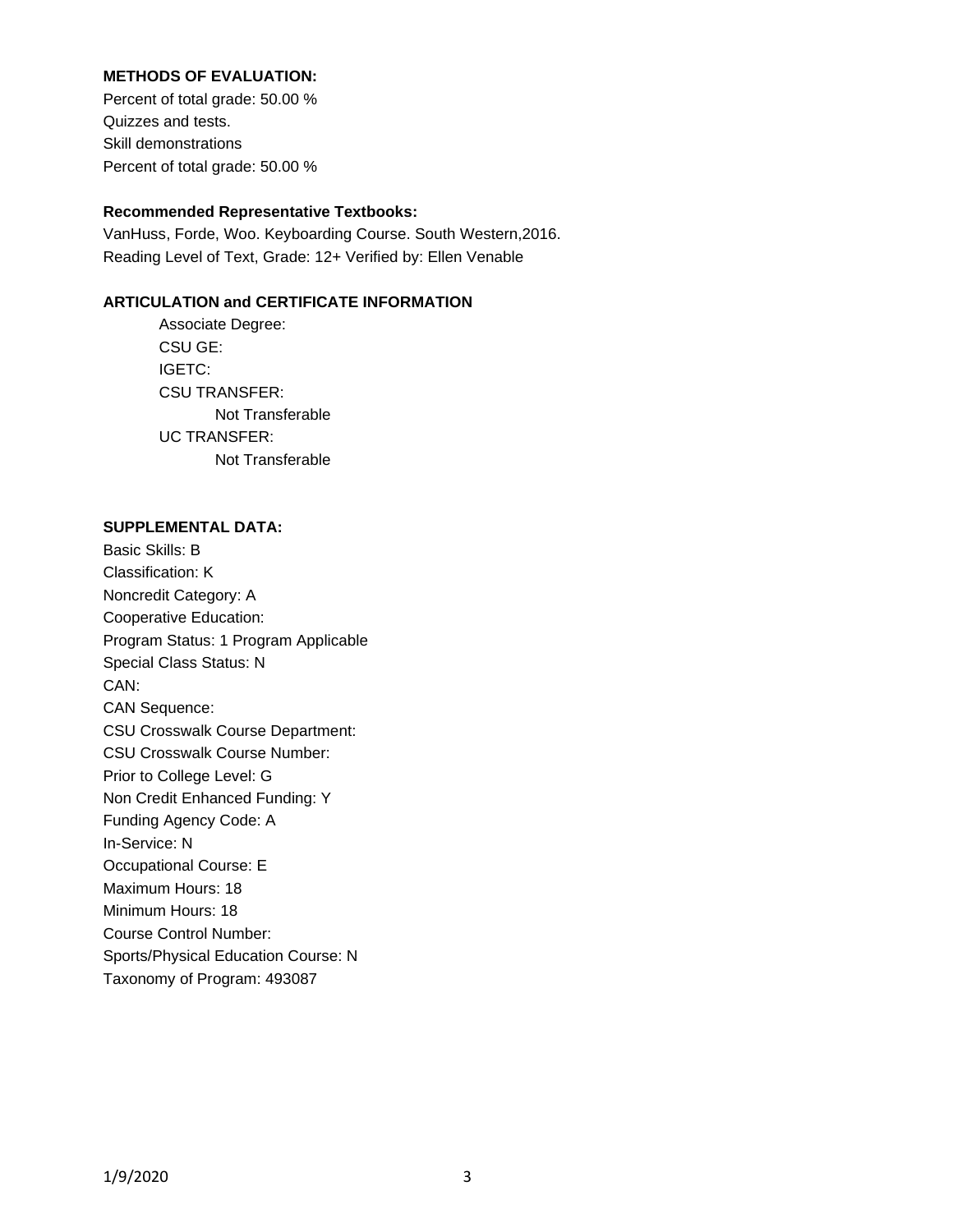**METHODS OF EVALUATION:**

Percent of total grade: 50.00 %
Quizzes and tests.
Skill demonstrations
Percent of total grade: 50.00 %

**Recommended Representative Textbooks:**

VanHuss, Forde, Woo. Keyboarding Course. South Western,2016.
Reading Level of Text, Grade: 12+ Verified by: Ellen Venable

**ARTICULATION and CERTIFICATE INFORMATION**

Associate Degree:
CSU GE:
IGETC:
CSU TRANSFER:
Not Transferable
UC TRANSFER:
Not Transferable

**SUPPLEMENTAL DATA:**

Basic Skills: B
Classification: K
Noncredit Category: A
Cooperative Education:
Program Status: 1 Program Applicable
Special Class Status: N
CAN:
CAN Sequence:
CSU Crosswalk Course Department:
CSU Crosswalk Course Number:
Prior to College Level: G
Non Credit Enhanced Funding: Y
Funding Agency Code: A
In-Service: N
Occupational Course: E
Maximum Hours: 18
Minimum Hours: 18
Course Control Number:
Sports/Physical Education Course: N
Taxonomy of Program: 493087